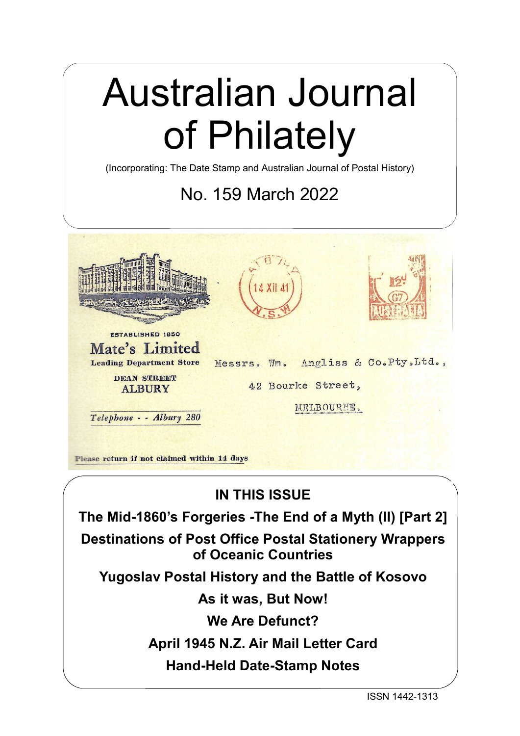# Australian Journal of Philately

(Incorporating: The Date Stamp and Australian Journal of Postal History)

## No. 159 March 2022

ESTABLISHED 1850

**Mate's Limited**

Leading Department Store

DEAN STREET
ALBURY

*Telephone - - Albury 280*

Messrs. Wm. Angliss & Co.Pty.Ltd.,
42 Bourke Street,
MELBOURNE.

Please return if not claimed within 14 days

## IN THIS ISSUE

**The Mid-1860's Forgeries -The End of a Myth (II) [Part 2]**

**Destinations of Post Office Postal Stationery Wrappers of Oceanic Countries**

**Yugoslav Postal History and the Battle of Kosovo**

**As it was, But Now!**

**We Are Defunct?**

**April 1945 N.Z. Air Mail Letter Card**

**Hand-Held Date-Stamp Notes**

ISSN 1442-1313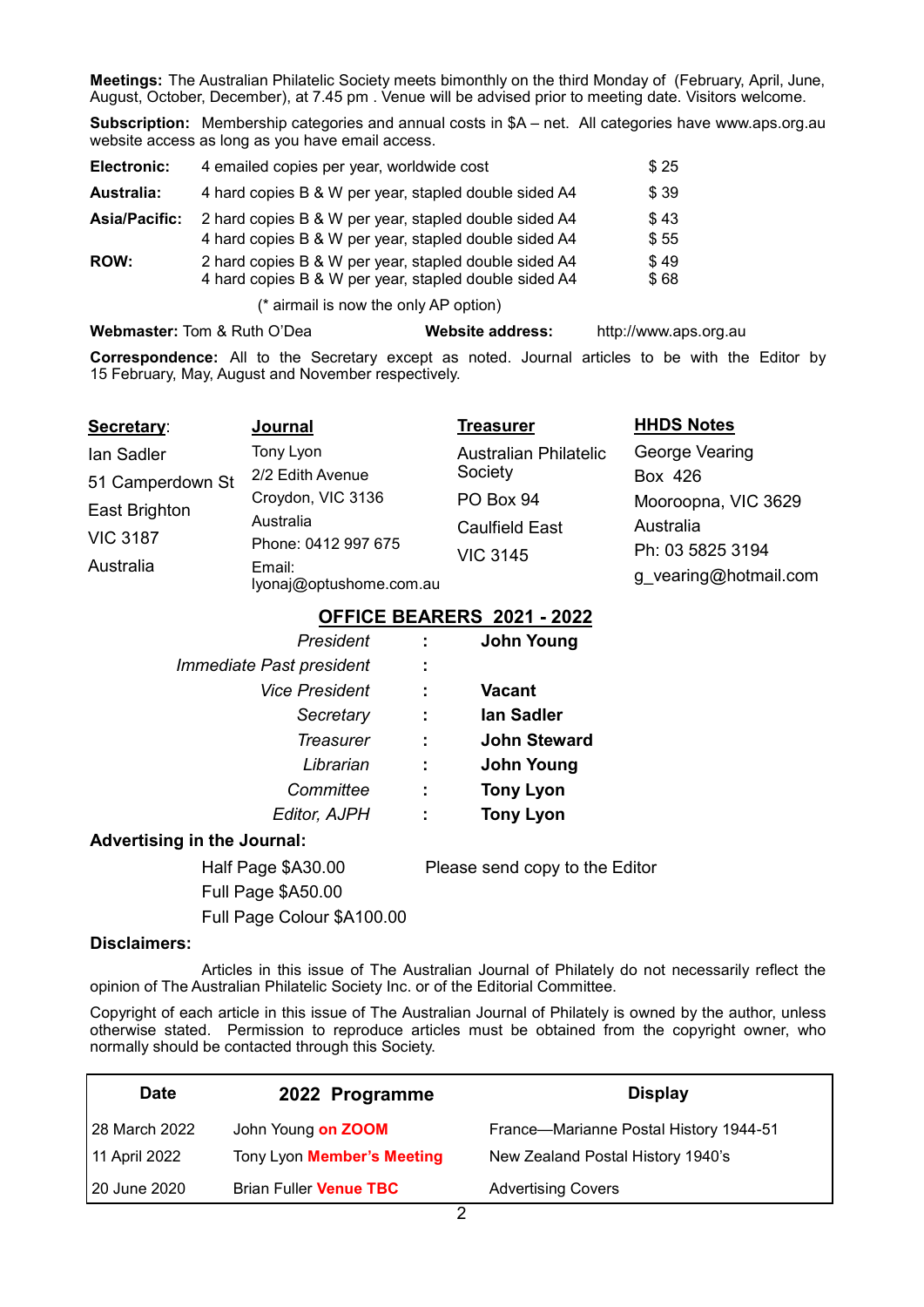**Meetings:** The Australian Philatelic Society meets bimonthly on the third Monday of (February, April, June, August, October, December), at 7.45 pm . Venue will be advised prior to meeting date. Visitors welcome.

**Subscription:** Membership categories and annual costs in $A – net. All categories have www.aps.org.au website access as long as you have email access.

| | | |
|---|---|---|
| **Electronic:** | 4 emailed copies per year, worldwide cost | $ 25 |
| **Australia:** | 4 hard copies B & W per year, stapled double sided A4 | $ 39 |
| **Asia/Pacific:** | 2 hard copies B & W per year, stapled double sided A4 | $ 43 |
| | 4 hard copies B & W per year, stapled double sided A4 | $ 55 |
| **ROW:** | 2 hard copies B & W per year, stapled double sided A4 | $ 49 |
| | 4 hard copies B & W per year, stapled double sided A4 | $ 68 |

(* airmail is now the only AP option)

**Webmaster:** Tom & Ruth O'Dea **Website address:** http://www.aps.org.au

**Correspondence:** All to the Secretary except as noted. Journal articles to be with the Editor by 15 February, May, August and November respectively.

**Secretary:**
Ian Sadler
51 Camperdown St
East Brighton
VIC 3187
Australia

**Journal**
Tony Lyon
2/2 Edith Avenue
Croydon, VIC 3136
Australia
Phone: 0412 997 675
Email: lyonaj@optushome.com.au

**Treasurer**
Australian Philatelic Society
PO Box 94
Caulfield East
VIC 3145

**HHDS Notes**
George Vearing
Box 426
Mooroopna, VIC 3629
Australia
Ph: 03 5825 3194
g_vearing@hotmail.com

## OFFICE BEARERS 2021 - 2022

| | | |
|---|---|---|
| *President* | : | **John Young** |
| *Immediate Past president* | : | |
| *Vice President* | : | **Vacant** |
| *Secretary* | : | **Ian Sadler** |
| *Treasurer* | : | **John Steward** |
| *Librarian* | : | **John Young** |
| *Committee* | : | **Tony Lyon** |
| *Editor, AJPH* | : | **Tony Lyon** |

**Advertising in the Journal:**

Half Page $A30.00 — Please send copy to the Editor
Full Page $A50.00
Full Page Colour $A100.00

**Disclaimers:**

Articles in this issue of The Australian Journal of Philately do not necessarily reflect the opinion of The Australian Philatelic Society Inc. or of the Editorial Committee.

Copyright of each article in this issue of The Australian Journal of Philately is owned by the author, unless otherwise stated. Permission to reproduce articles must be obtained from the copyright owner, who normally should be contacted through this Society.

| Date | 2022 Programme | Display |
|---|---|---|
| 28 March 2022 | John Young **on ZOOM** | France—Marianne Postal History 1944-51 |
| 11 April 2022 | Tony Lyon **Member's Meeting** | New Zealand Postal History 1940's |
| 20 June 2020 | Brian Fuller **Venue TBC** | Advertising Covers |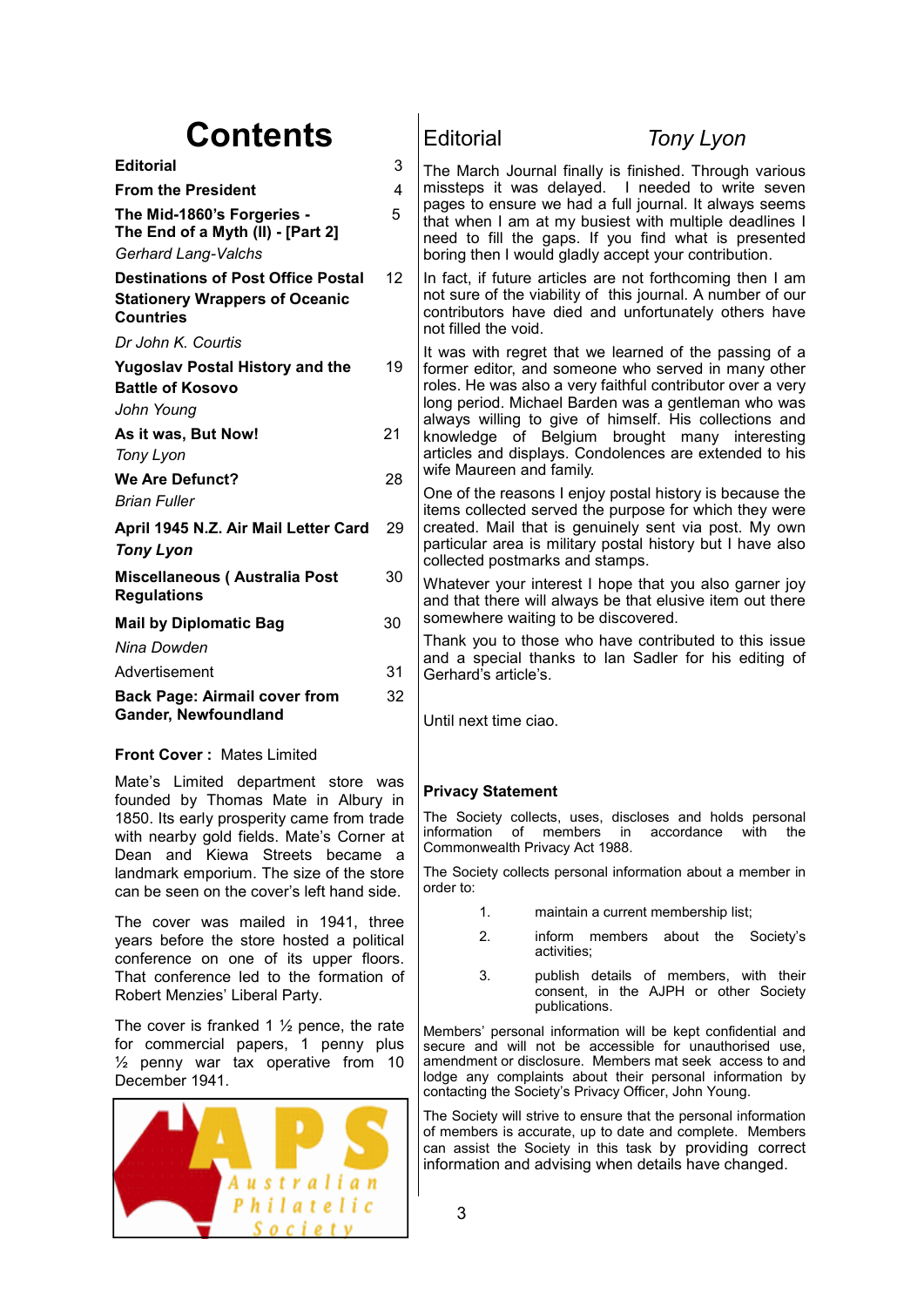# Contents

| | |
|---|---|
| **Editorial** | 3 |
| **From the President** | 4 |
| **The Mid-1860's Forgeries - The End of a Myth (II) - [Part 2]** *Gerhard Lang-Valchs* | 5 |
| **Destinations of Post Office Postal Stationery Wrappers of Oceanic Countries** *Dr John K. Courtis* | 12 |
| **Yugoslav Postal History and the Battle of Kosovo** *John Young* | 19 |
| **As it was, But Now!** *Tony Lyon* | 21 |
| **We Are Defunct?** *Brian Fuller* | 28 |
| **April 1945 N.Z. Air Mail Letter Card** ***Tony Lyon*** | 29 |
| **Miscellaneous ( Australia Post Regulations** | 30 |
| **Mail by Diplomatic Bag** *Nina Dowden* | 30 |
| Advertisement | 31 |
| **Back Page: Airmail cover from Gander, Newfoundland** | 32 |

**Front Cover :** Mates Limited

Mate's Limited department store was founded by Thomas Mate in Albury in 1850. Its early prosperity came from trade with nearby gold fields. Mate's Corner at Dean and Kiewa Streets became a landmark emporium. The size of the store can be seen on the cover's left hand side.

The cover was mailed in 1941, three years before the store hosted a political conference on one of its upper floors. That conference led to the formation of Robert Menzies' Liberal Party.

The cover is franked 1 ½ pence, the rate for commercial papers, 1 penny plus ½ penny war tax operative from 10 December 1941.

APS Australian Philatelic Society

## Editorial *Tony Lyon*

The March Journal finally is finished. Through various missteps it was delayed. I needed to write seven pages to ensure we had a full journal. It always seems that when I am at my busiest with multiple deadlines I need to fill the gaps. If you find what is presented boring then I would gladly accept your contribution.

In fact, if future articles are not forthcoming then I am not sure of the viability of this journal. A number of our contributors have died and unfortunately others have not filled the void.

It was with regret that we learned of the passing of a former editor, and someone who served in many other roles. He was also a very faithful contributor over a very long period. Michael Barden was a gentleman who was always willing to give of himself. His collections and knowledge of Belgium brought many interesting articles and displays. Condolences are extended to his wife Maureen and family.

One of the reasons I enjoy postal history is because the items collected served the purpose for which they were created. Mail that is genuinely sent via post. My own particular area is military postal history but I have also collected postmarks and stamps.

Whatever your interest I hope that you also garner joy and that there will always be that elusive item out there somewhere waiting to be discovered.

Thank you to those who have contributed to this issue and a special thanks to Ian Sadler for his editing of Gerhard's article's.

Until next time ciao.

### Privacy Statement

The Society collects, uses, discloses and holds personal information of members in accordance with the Commonwealth Privacy Act 1988.

The Society collects personal information about a member in order to:

1. maintain a current membership list;
2. inform members about the Society's activities;
3. publish details of members, with their consent, in the AJPH or other Society publications.

Members' personal information will be kept confidential and secure and will not be accessible for unauthorised use, amendment or disclosure. Members mat seek access to and lodge any complaints about their personal information by contacting the Society's Privacy Officer, John Young.

The Society will strive to ensure that the personal information of members is accurate, up to date and complete. Members can assist the Society in this task by providing correct information and advising when details have changed.